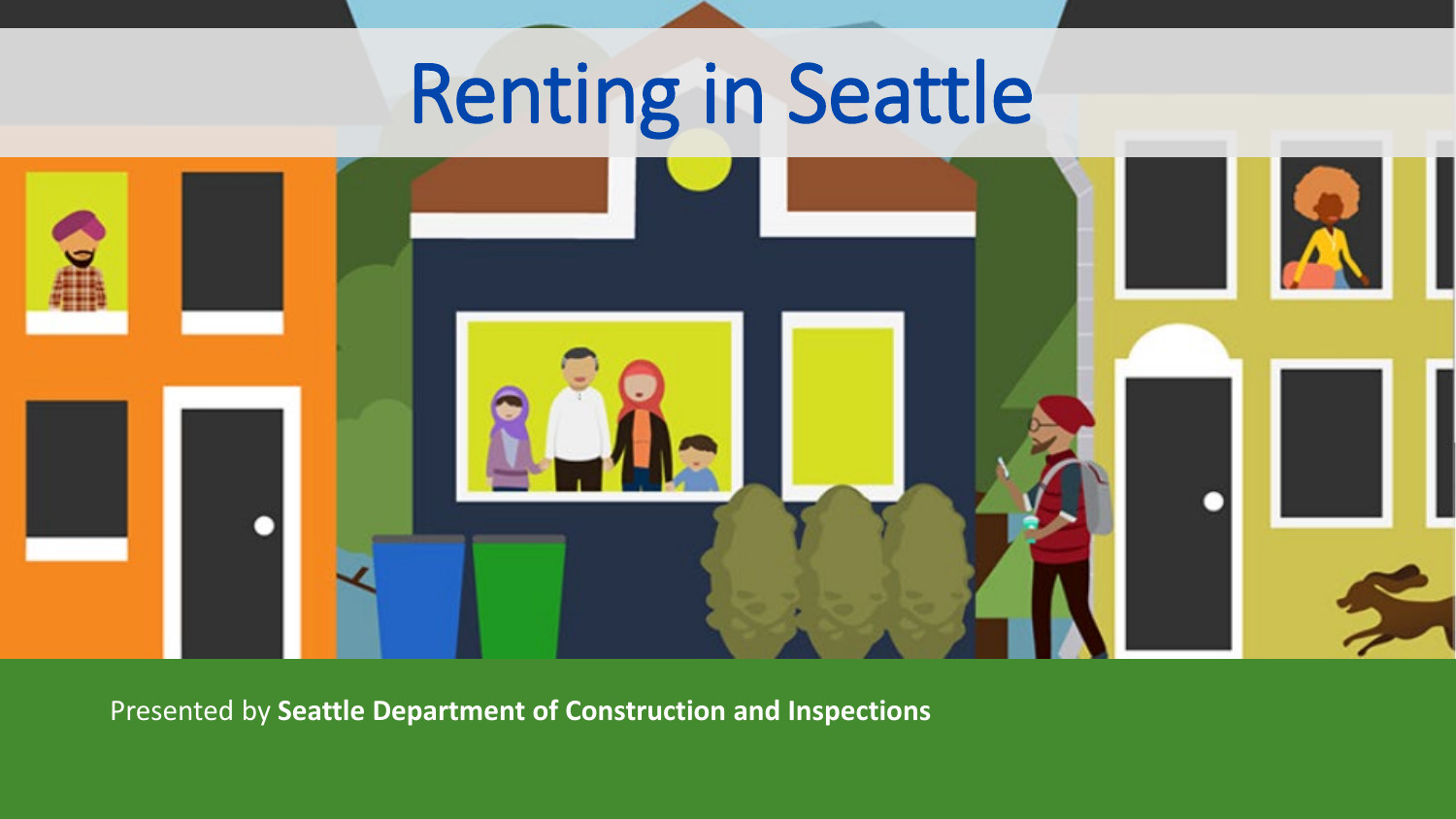# Renting in Seattle

Presented by **Seattle Department of Construction and Inspections**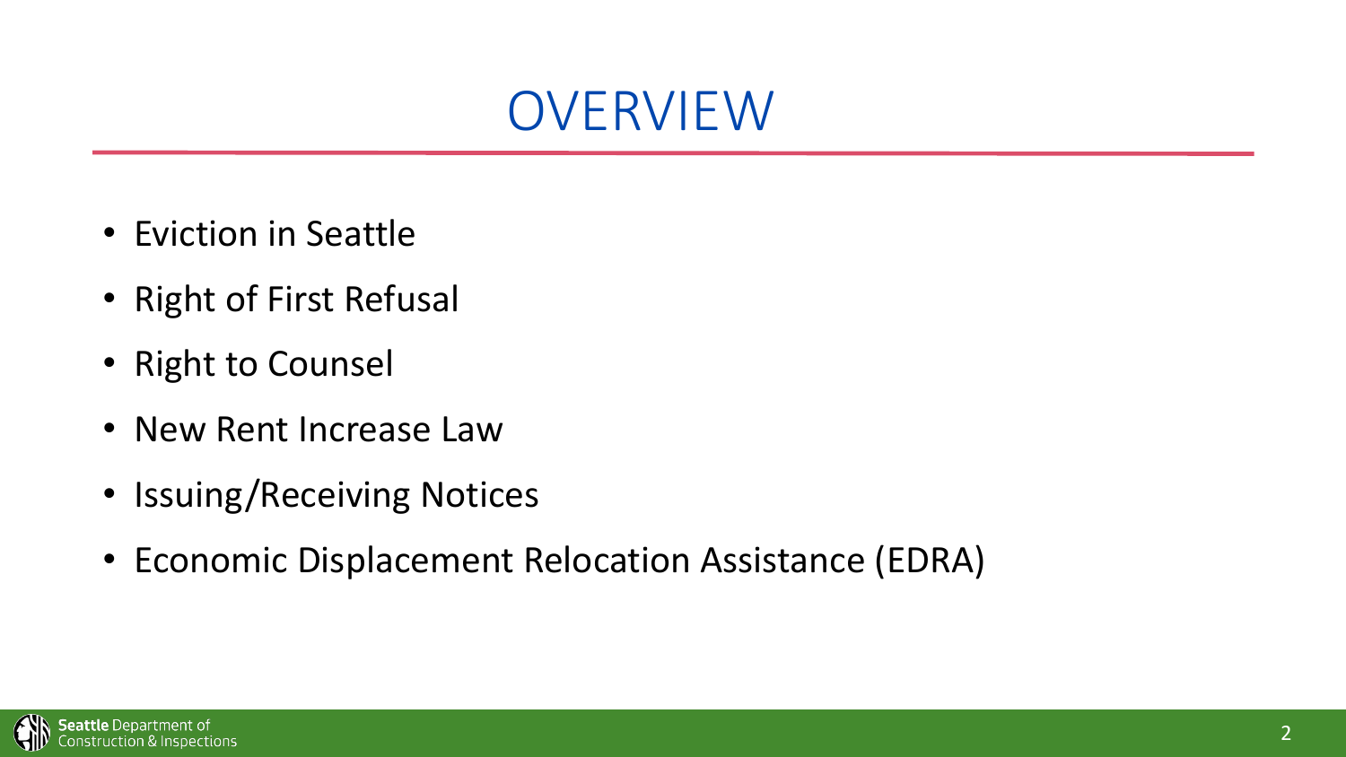# OVERVIEW

- Eviction in Seattle
- Right of First Refusal
- Right to Counsel
- New Rent Increase Law
- Issuing/Receiving Notices
- Economic Displacement Relocation Assistance (EDRA)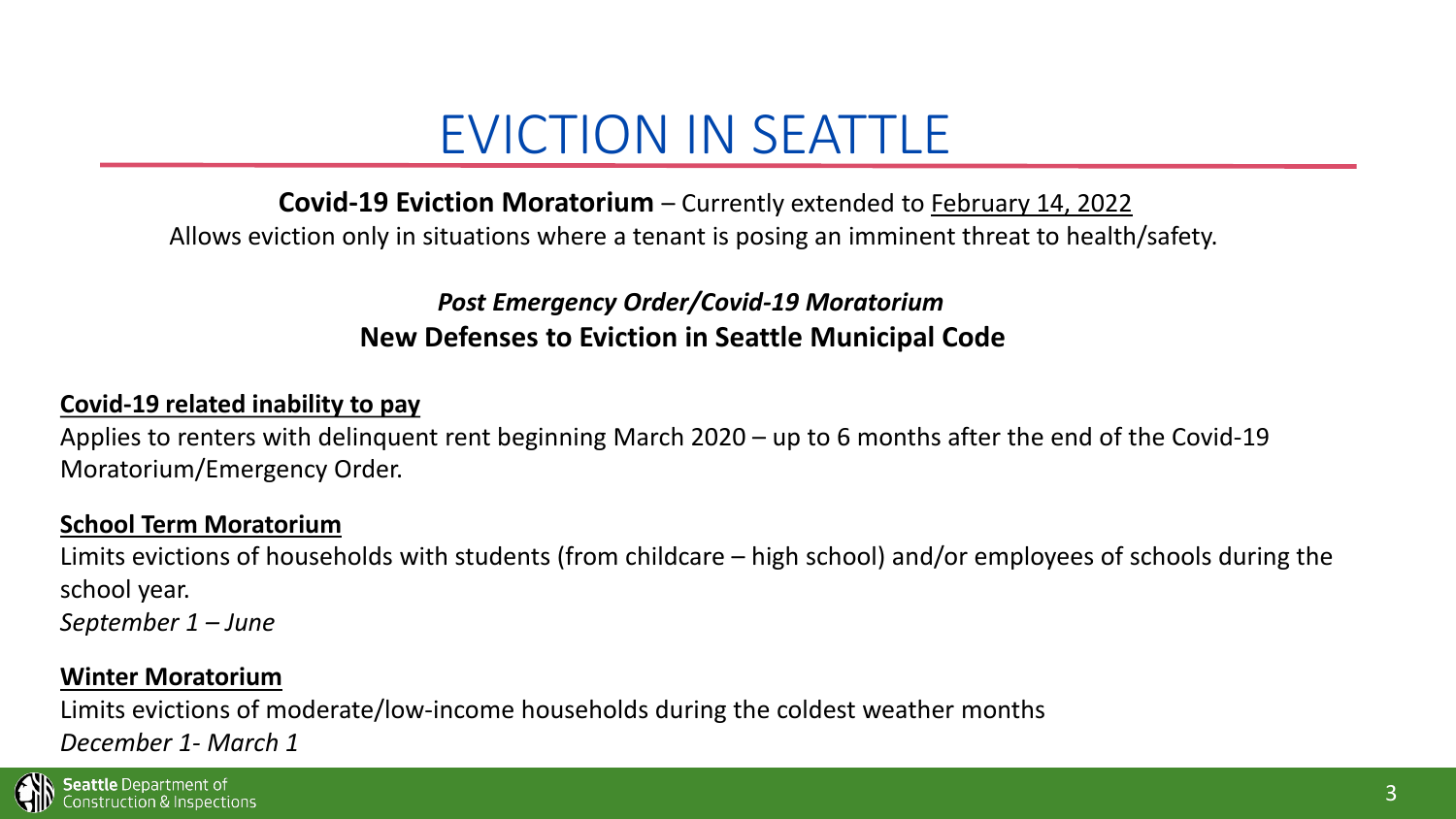# EVICTION IN SEATTLE

**Covid-19 Eviction Moratorium** – Currently extended to February 14, 2022

Allows eviction only in situations where a tenant is posing an imminent threat to health/safety.

***Post Emergency Order/Covid-19 Moratorium***

**New Defenses to Eviction in Seattle Municipal Code**

**Covid-19 related inability to pay**

Applies to renters with delinquent rent beginning March 2020 – up to 6 months after the end of the Covid-19 Moratorium/Emergency Order.

**School Term Moratorium**

Limits evictions of households with students (from childcare – high school) and/or employees of schools during the school year.

*September 1 – June*

**Winter Moratorium**

Limits evictions of moderate/low-income households during the coldest weather months

*December 1- March 1*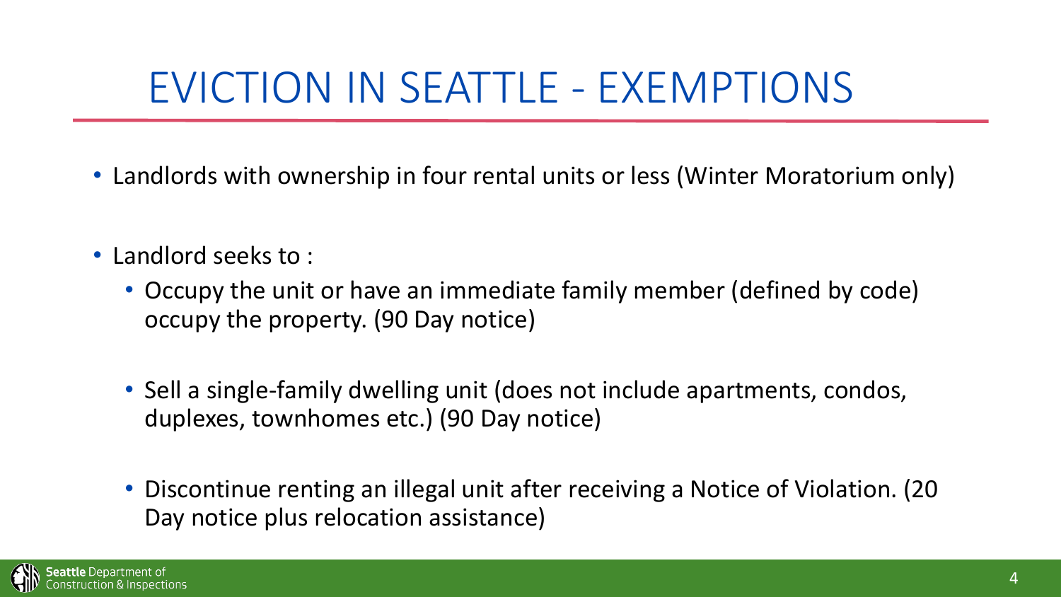# EVICTION IN SEATTLE - EXEMPTIONS

- Landlords with ownership in four rental units or less (Winter Moratorium only)

- Landlord seeks to :
  - Occupy the unit or have an immediate family member (defined by code) occupy the property. (90 Day notice)

  - Sell a single-family dwelling unit (does not include apartments, condos, duplexes, townhomes etc.) (90 Day notice)

  - Discontinue renting an illegal unit after receiving a Notice of Violation. (20 Day notice plus relocation assistance)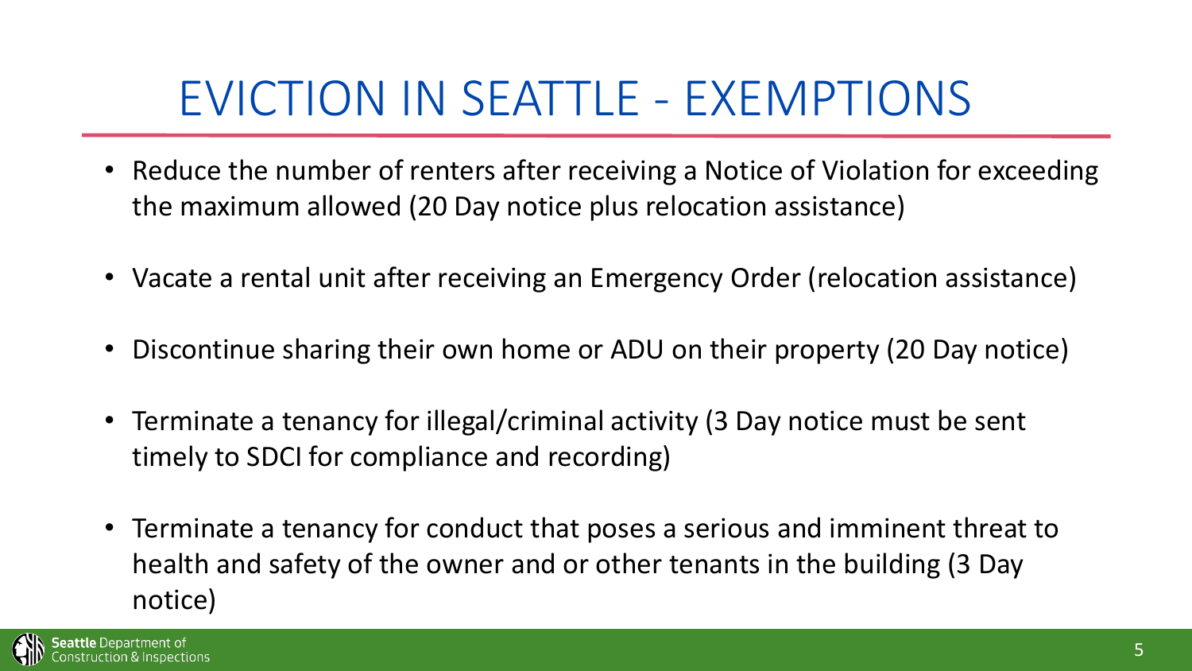# EVICTION IN SEATTLE - EXEMPTIONS

- Reduce the number of renters after receiving a Notice of Violation for exceeding the maximum allowed (20 Day notice plus relocation assistance)
- Vacate a rental unit after receiving an Emergency Order (relocation assistance)
- Discontinue sharing their own home or ADU on their property (20 Day notice)
- Terminate a tenancy for illegal/criminal activity (3 Day notice must be sent timely to SDCI for compliance and recording)
- Terminate a tenancy for conduct that poses a serious and imminent threat to health and safety of the owner and or other tenants in the building (3 Day notice)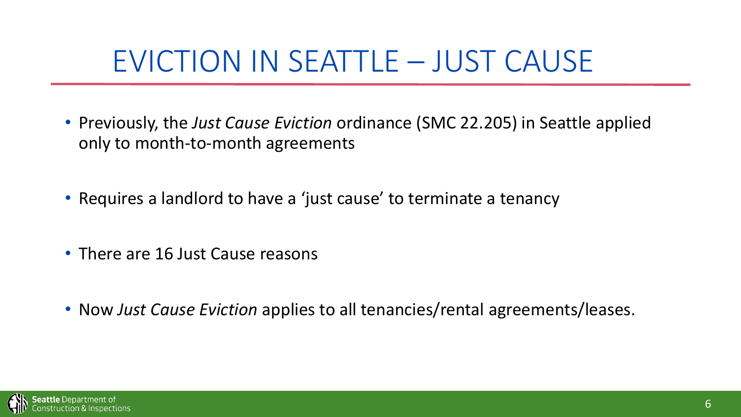# EVICTION IN SEATTLE – JUST CAUSE

- Previously, the *Just Cause Eviction* ordinance (SMC 22.205) in Seattle applied only to month-to-month agreements
- Requires a landlord to have a 'just cause' to terminate a tenancy
- There are 16 Just Cause reasons
- Now *Just Cause Eviction* applies to all tenancies/rental agreements/leases.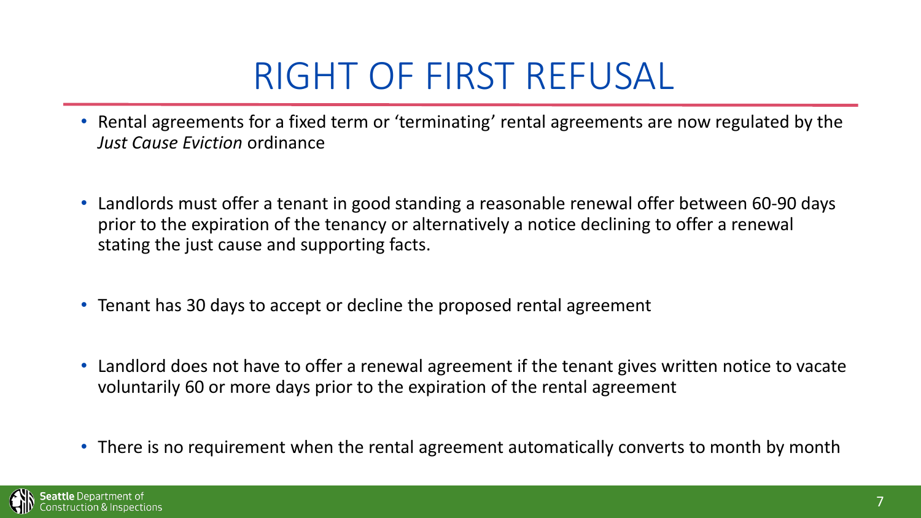# RIGHT OF FIRST REFUSAL

- Rental agreements for a fixed term or 'terminating' rental agreements are now regulated by the *Just Cause Eviction* ordinance
- Landlords must offer a tenant in good standing a reasonable renewal offer between 60-90 days prior to the expiration of the tenancy or alternatively a notice declining to offer a renewal stating the just cause and supporting facts.
- Tenant has 30 days to accept or decline the proposed rental agreement
- Landlord does not have to offer a renewal agreement if the tenant gives written notice to vacate voluntarily 60 or more days prior to the expiration of the rental agreement
- There is no requirement when the rental agreement automatically converts to month by month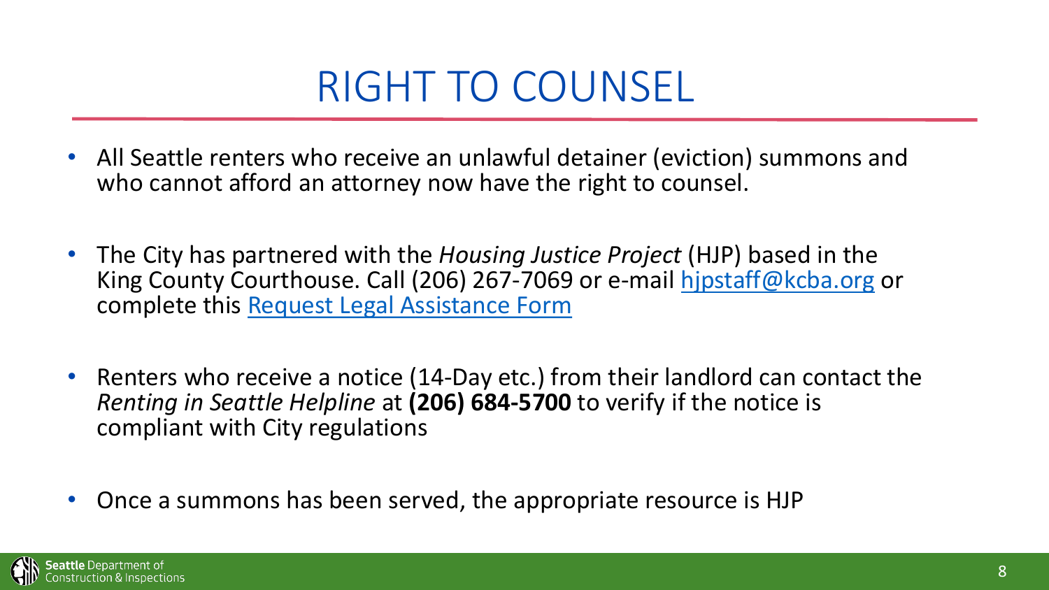# RIGHT TO COUNSEL

- All Seattle renters who receive an unlawful detainer (eviction) summons and who cannot afford an attorney now have the right to counsel.
- The City has partnered with the *Housing Justice Project* (HJP) based in the King County Courthouse. Call (206) 267-7069 or e-mail hjpstaff@kcba.org or complete this Request Legal Assistance Form
- Renters who receive a notice (14-Day etc.) from their landlord can contact the *Renting in Seattle Helpline* at **(206) 684-5700** to verify if the notice is compliant with City regulations
- Once a summons has been served, the appropriate resource is HJP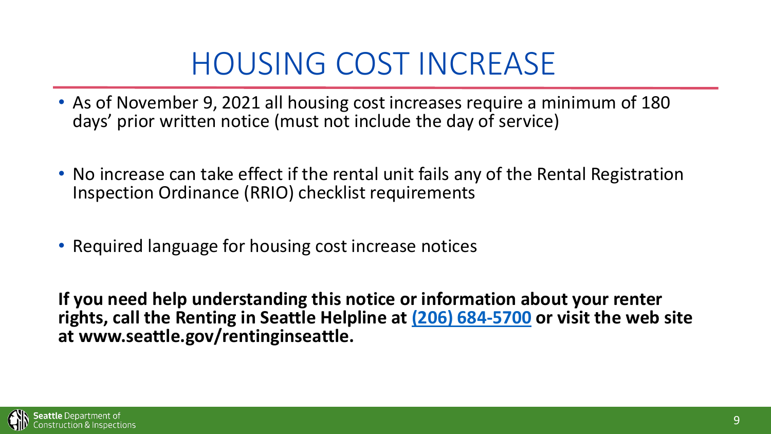# HOUSING COST INCREASE

- As of November 9, 2021 all housing cost increases require a minimum of 180 days' prior written notice (must not include the day of service)
- No increase can take effect if the rental unit fails any of the Rental Registration Inspection Ordinance (RRIO) checklist requirements
- Required language for housing cost increase notices

**If you need help understanding this notice or information about your renter rights, call the Renting in Seattle Helpline at [(206) 684-5700]() or visit the web site at www.seattle.gov/rentinginseattle.**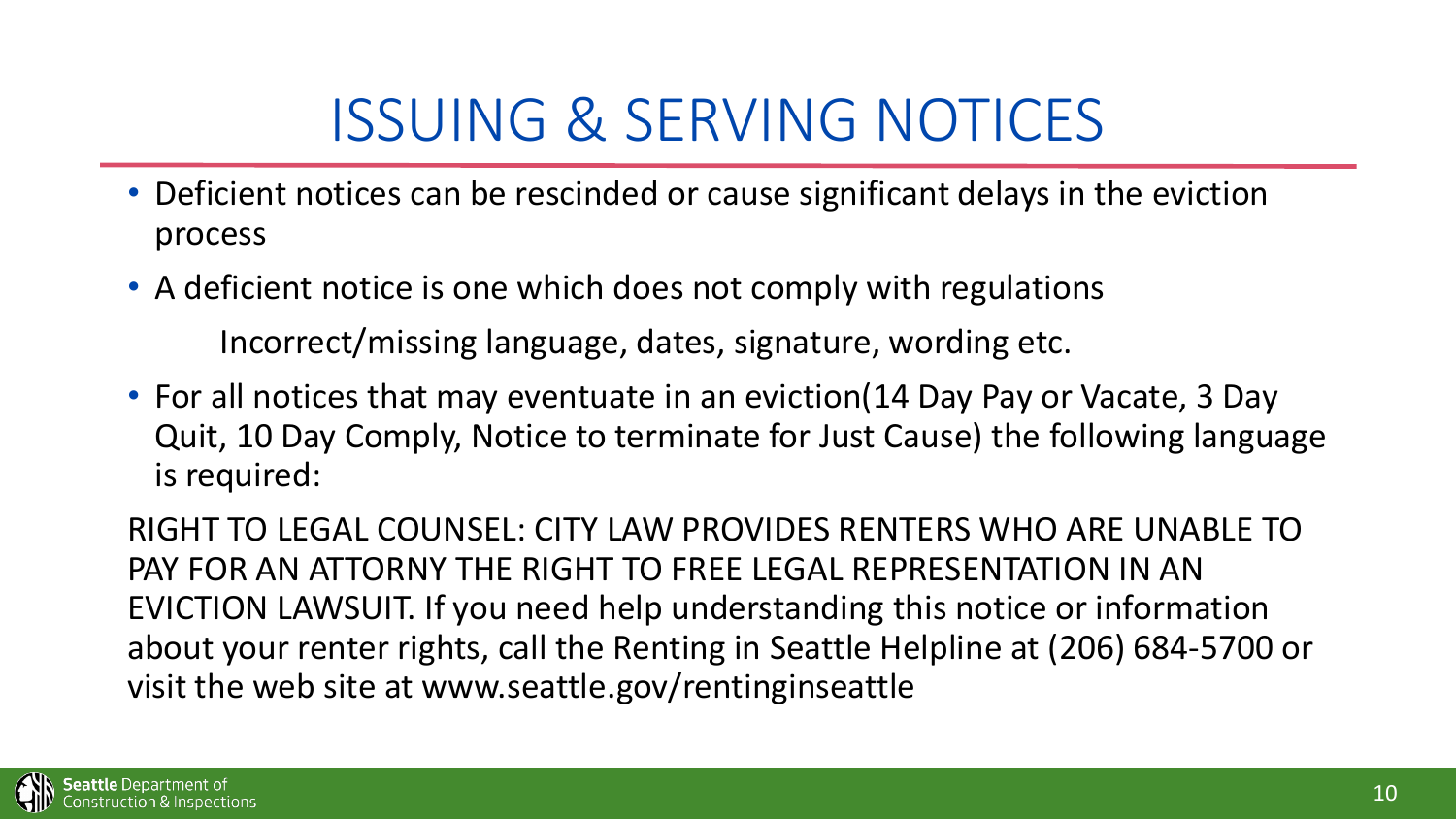# ISSUING & SERVING NOTICES

- Deficient notices can be rescinded or cause significant delays in the eviction process
- A deficient notice is one which does not comply with regulations

  Incorrect/missing language, dates, signature, wording etc.

- For all notices that may eventuate in an eviction(14 Day Pay or Vacate, 3 Day Quit, 10 Day Comply, Notice to terminate for Just Cause) the following language is required:

RIGHT TO LEGAL COUNSEL: CITY LAW PROVIDES RENTERS WHO ARE UNABLE TO PAY FOR AN ATTORNY THE RIGHT TO FREE LEGAL REPRESENTATION IN AN EVICTION LAWSUIT. If you need help understanding this notice or information about your renter rights, call the Renting in Seattle Helpline at (206) 684-5700 or visit the web site at www.seattle.gov/rentinginseattle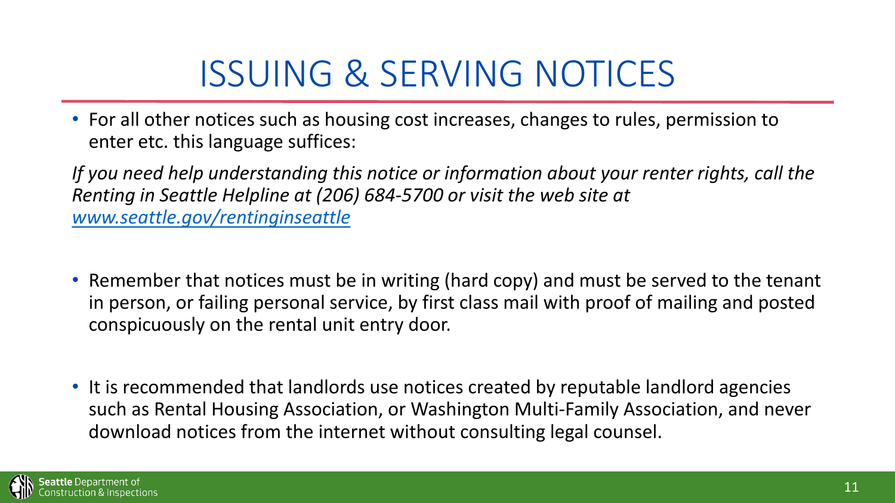# ISSUING & SERVING NOTICES

- For all other notices such as housing cost increases, changes to rules, permission to enter etc. this language suffices:

*If you need help understanding this notice or information about your renter rights, call the Renting in Seattle Helpline at (206) 684-5700 or visit the web site at [www.seattle.gov/rentinginseattle](http://www.seattle.gov/rentinginseattle)*

- Remember that notices must be in writing (hard copy) and must be served to the tenant in person, or failing personal service, by first class mail with proof of mailing and posted conspicuously on the rental unit entry door.

- It is recommended that landlords use notices created by reputable landlord agencies such as Rental Housing Association, or Washington Multi-Family Association, and never download notices from the internet without consulting legal counsel.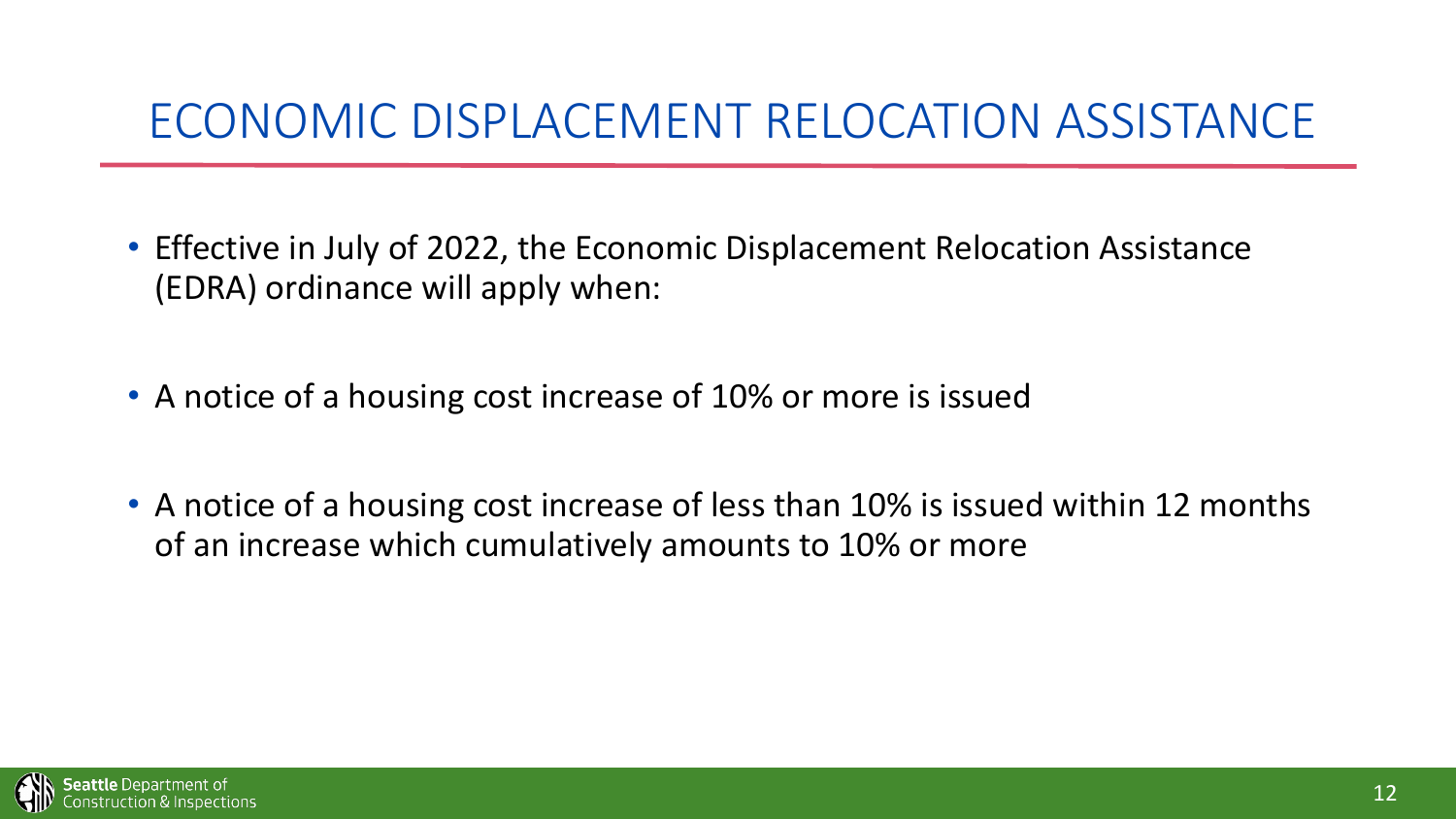# ECONOMIC DISPLACEMENT RELOCATION ASSISTANCE

- Effective in July of 2022, the Economic Displacement Relocation Assistance (EDRA) ordinance will apply when:

- A notice of a housing cost increase of 10% or more is issued

- A notice of a housing cost increase of less than 10% is issued within 12 months of an increase which cumulatively amounts to 10% or more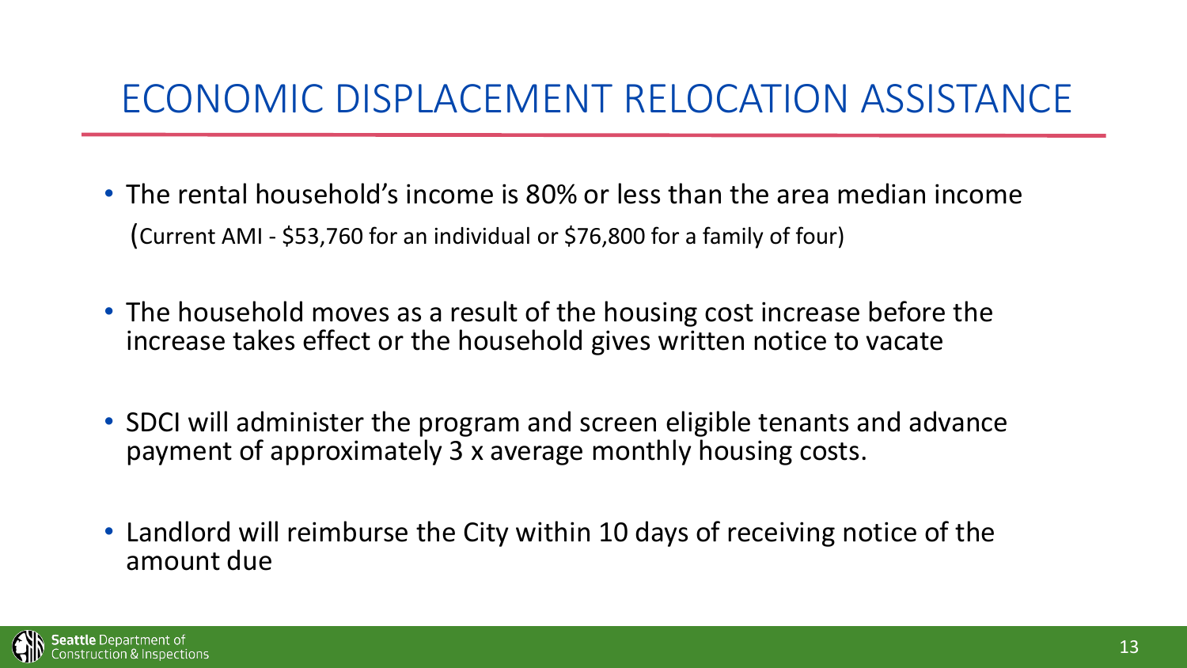# ECONOMIC DISPLACEMENT RELOCATION ASSISTANCE

- The rental household's income is 80% or less than the area median income (Current AMI - $53,760 for an individual or $76,800 for a family of four)
- The household moves as a result of the housing cost increase before the increase takes effect or the household gives written notice to vacate
- SDCI will administer the program and screen eligible tenants and advance payment of approximately 3 x average monthly housing costs.
- Landlord will reimburse the City within 10 days of receiving notice of the amount due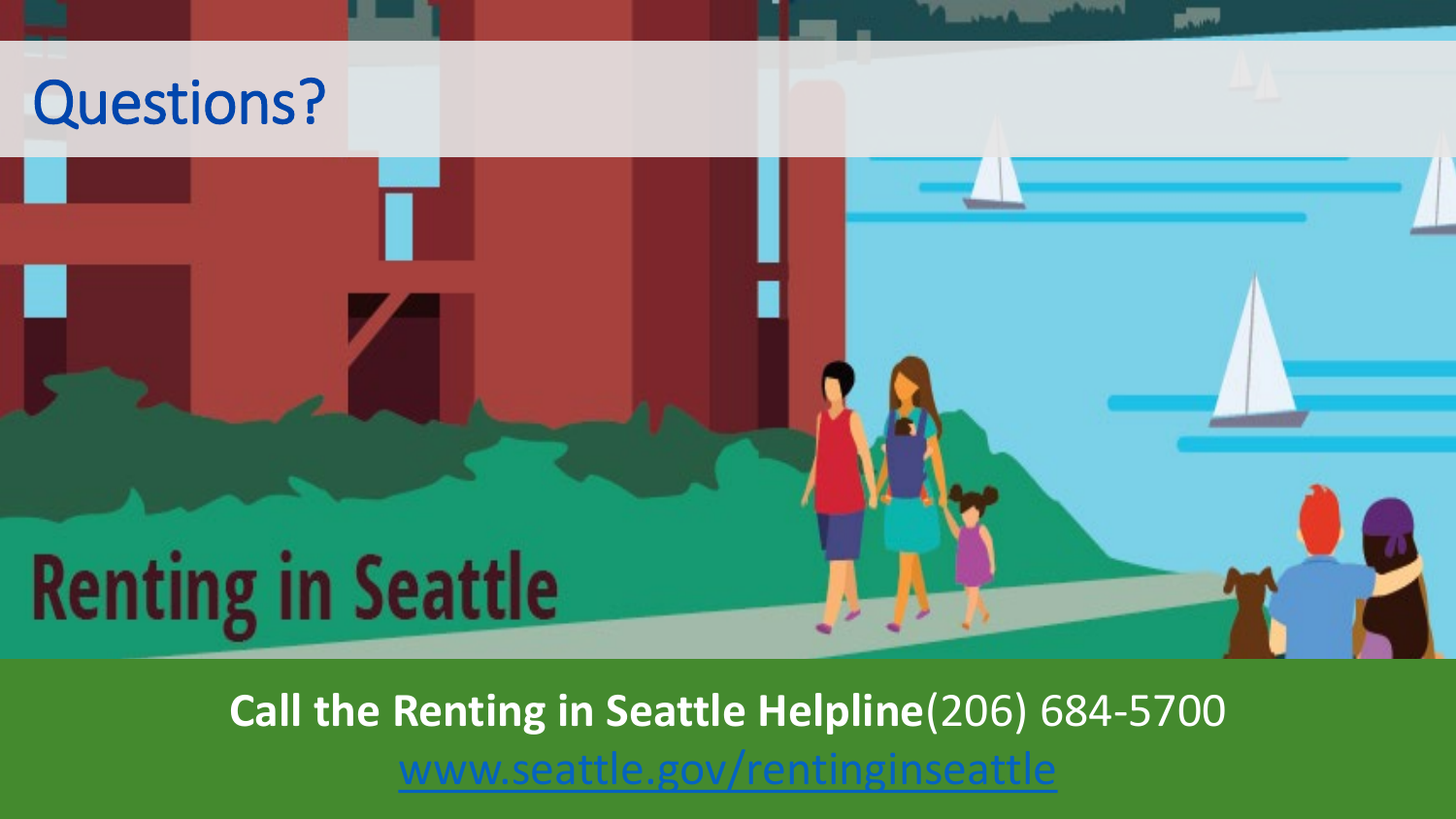# Questions?

Renting in Seattle

**Call the Renting in Seattle Helpline**(206) 684-5700

www.seattle.gov/rentinginseattle